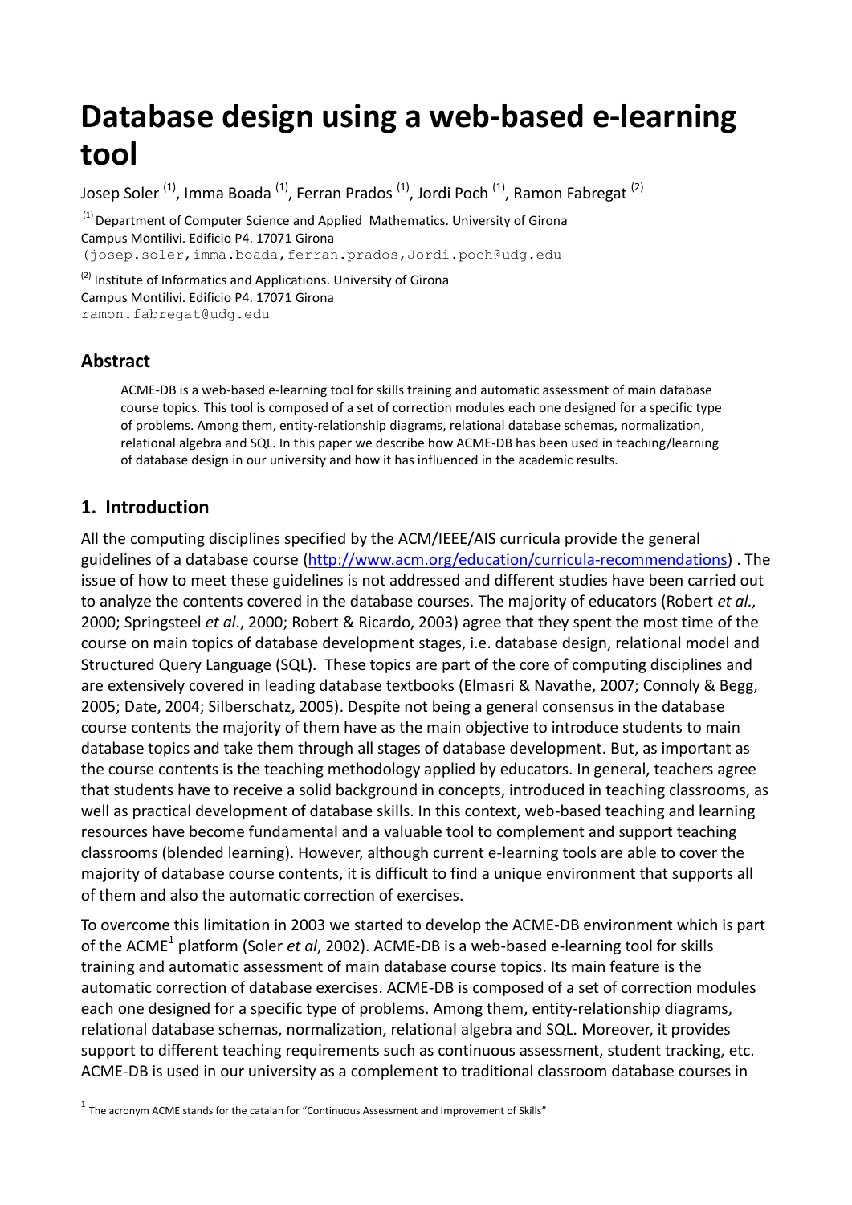# Database design using a web-based e-learning tool

Josep Soler [(1)], Imma Boada [(1)], Ferran Prados [(1)], Jordi Poch [(1)], Ramon Fabregat [(2)]

[(1)] Department of Computer Science and Applied Mathematics. University of Girona
Campus Montilivi. Edificio P4. 17071 Girona
(josep.soler,imma.boada,ferran.prados,Jordi.poch@udg.edu

[(2)] Institute of Informatics and Applications. University of Girona
Campus Montilivi. Edificio P4. 17071 Girona
ramon.fabregat@udg.edu

## Abstract

ACME-DB is a web-based e-learning tool for skills training and automatic assessment of main database course topics. This tool is composed of a set of correction modules each one designed for a specific type of problems. Among them, entity-relationship diagrams, relational database schemas, normalization, relational algebra and SQL. In this paper we describe how ACME-DB has been used in teaching/learning of database design in our university and how it has influenced in the academic results.

## 1. Introduction

All the computing disciplines specified by the ACM/IEEE/AIS curricula provide the general guidelines of a database course (http://www.acm.org/education/curricula-recommendations) . The issue of how to meet these guidelines is not addressed and different studies have been carried out to analyze the contents covered in the database courses. The majority of educators (Robert *et al.,* 2000; Springsteel *et al*., 2000; Robert & Ricardo, 2003) agree that they spent the most time of the course on main topics of database development stages, i.e. database design, relational model and Structured Query Language (SQL). These topics are part of the core of computing disciplines and are extensively covered in leading database textbooks (Elmasri & Navathe, 2007; Connoly & Begg, 2005; Date, 2004; Silberschatz, 2005). Despite not being a general consensus in the database course contents the majority of them have as the main objective to introduce students to main database topics and take them through all stages of database development. But, as important as the course contents is the teaching methodology applied by educators. In general, teachers agree that students have to receive a solid background in concepts, introduced in teaching classrooms, as well as practical development of database skills. In this context, web-based teaching and learning resources have become fundamental and a valuable tool to complement and support teaching classrooms (blended learning). However, although current e-learning tools are able to cover the majority of database course contents, it is difficult to find a unique environment that supports all of them and also the automatic correction of exercises.

To overcome this limitation in 2003 we started to develop the ACME-DB environment which is part of the ACME[1] platform (Soler *et al*, 2002). ACME-DB is a web-based e-learning tool for skills training and automatic assessment of main database course topics. Its main feature is the automatic correction of database exercises. ACME-DB is composed of a set of correction modules each one designed for a specific type of problems. Among them, entity-relationship diagrams, relational database schemas, normalization, relational algebra and SQL. Moreover, it provides support to different teaching requirements such as continuous assessment, student tracking, etc. ACME-DB is used in our university as a complement to traditional classroom database courses in

[1] The acronym ACME stands for the catalan for "Continuous Assessment and Improvement of Skills"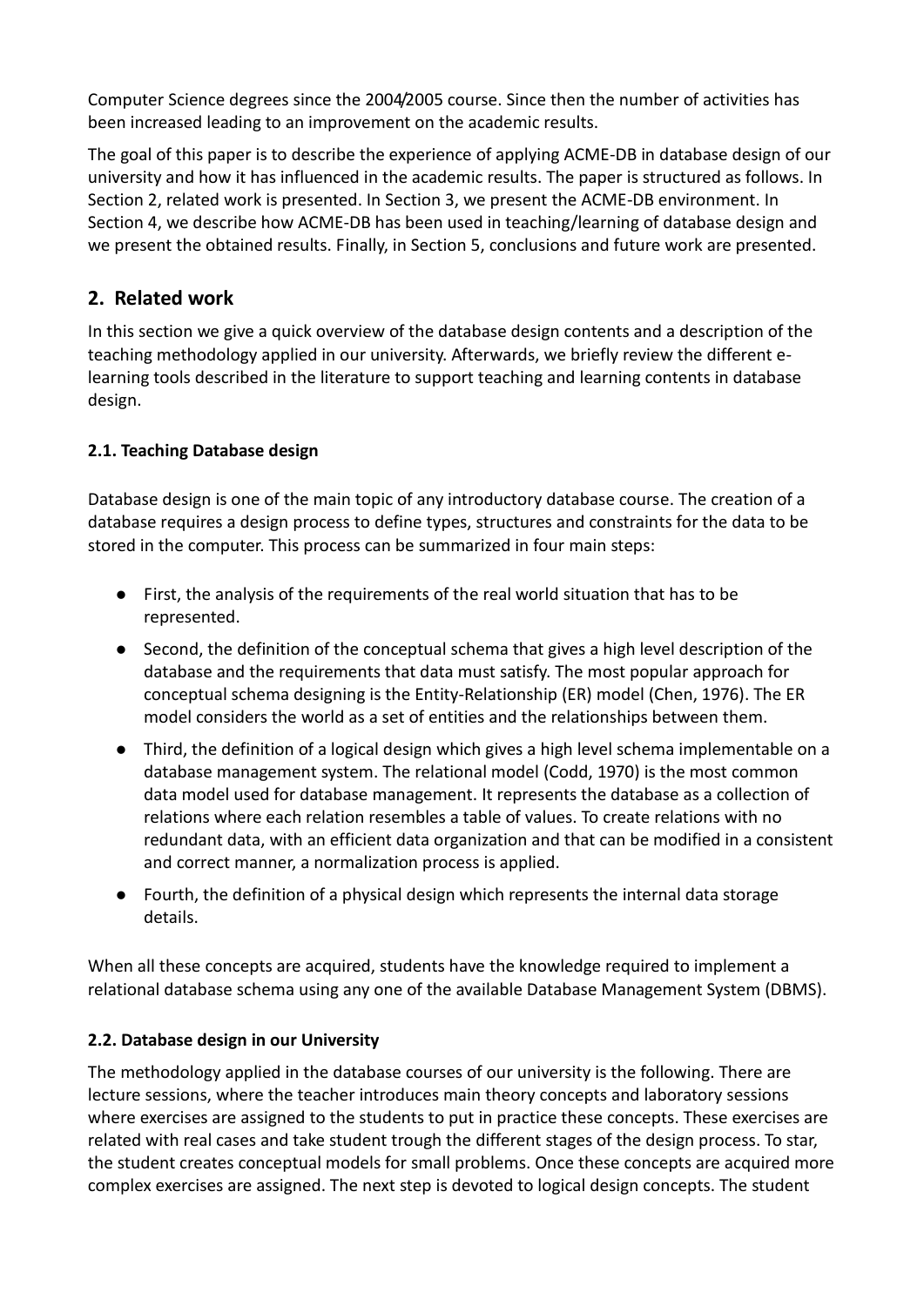Computer Science degrees since the 2004/2005 course. Since then the number of activities has been increased leading to an improvement on the academic results.

The goal of this paper is to describe the experience of applying ACME-DB in database design of our university and how it has influenced in the academic results. The paper is structured as follows. In Section 2, related work is presented. In Section 3, we present the ACME-DB environment. In Section 4, we describe how ACME-DB has been used in teaching/learning of database design and we present the obtained results. Finally, in Section 5, conclusions and future work are presented.

## 2. Related work

In this section we give a quick overview of the database design contents and a description of the teaching methodology applied in our university. Afterwards, we briefly review the different e-learning tools described in the literature to support teaching and learning contents in database design.

### 2.1. Teaching Database design

Database design is one of the main topic of any introductory database course. The creation of a database requires a design process to define types, structures and constraints for the data to be stored in the computer. This process can be summarized in four main steps:

- First, the analysis of the requirements of the real world situation that has to be represented.
- Second, the definition of the conceptual schema that gives a high level description of the database and the requirements that data must satisfy. The most popular approach for conceptual schema designing is the Entity-Relationship (ER) model (Chen, 1976). The ER model considers the world as a set of entities and the relationships between them.
- Third, the definition of a logical design which gives a high level schema implementable on a database management system. The relational model (Codd, 1970) is the most common data model used for database management. It represents the database as a collection of relations where each relation resembles a table of values. To create relations with no redundant data, with an efficient data organization and that can be modified in a consistent and correct manner, a normalization process is applied.
- Fourth, the definition of a physical design which represents the internal data storage details.

When all these concepts are acquired, students have the knowledge required to implement a relational database schema using any one of the available Database Management System (DBMS).

### 2.2. Database design in our University

The methodology applied in the database courses of our university is the following. There are lecture sessions, where the teacher introduces main theory concepts and laboratory sessions where exercises are assigned to the students to put in practice these concepts. These exercises are related with real cases and take student trough the different stages of the design process. To star, the student creates conceptual models for small problems. Once these concepts are acquired more complex exercises are assigned. The next step is devoted to logical design concepts. The student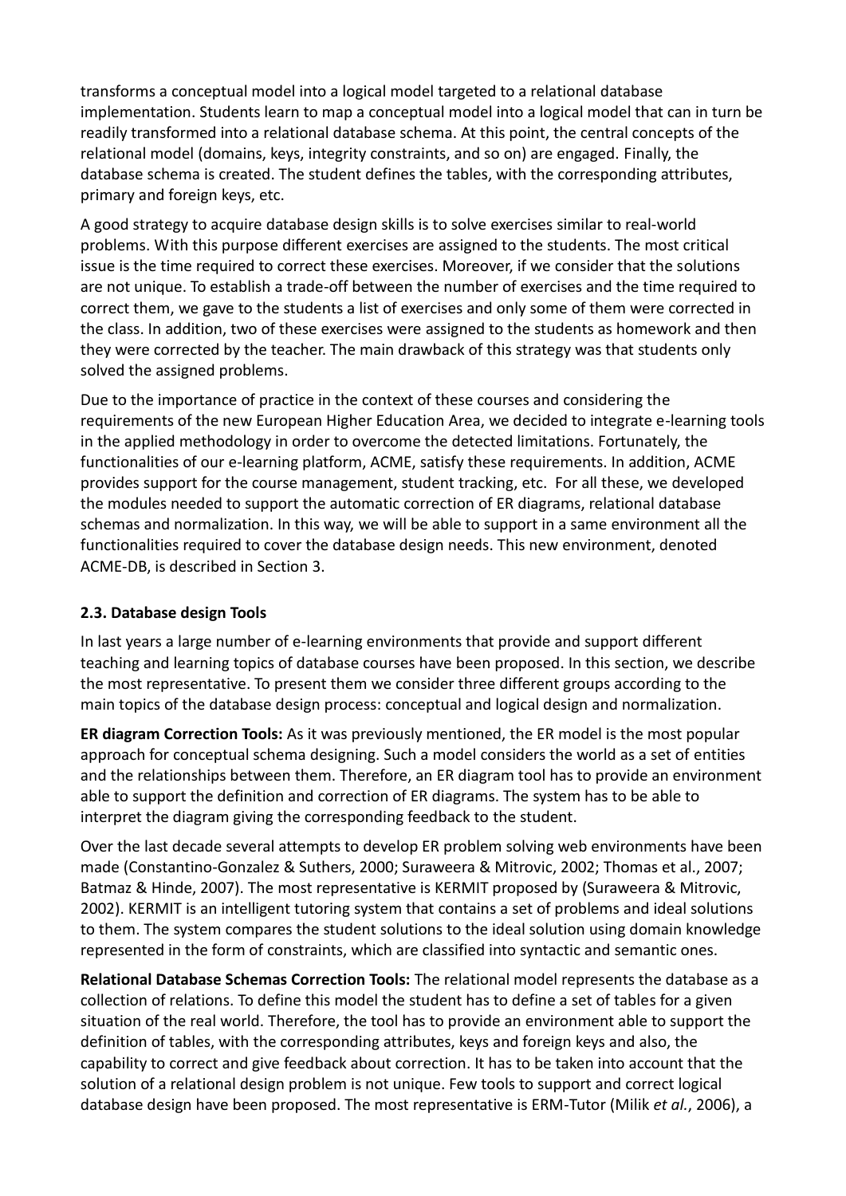transforms a conceptual model into a logical model targeted to a relational database implementation. Students learn to map a conceptual model into a logical model that can in turn be readily transformed into a relational database schema. At this point, the central concepts of the relational model (domains, keys, integrity constraints, and so on) are engaged. Finally, the database schema is created. The student defines the tables, with the corresponding attributes, primary and foreign keys, etc.

A good strategy to acquire database design skills is to solve exercises similar to real-world problems. With this purpose different exercises are assigned to the students. The most critical issue is the time required to correct these exercises. Moreover, if we consider that the solutions are not unique. To establish a trade-off between the number of exercises and the time required to correct them, we gave to the students a list of exercises and only some of them were corrected in the class. In addition, two of these exercises were assigned to the students as homework and then they were corrected by the teacher. The main drawback of this strategy was that students only solved the assigned problems.

Due to the importance of practice in the context of these courses and considering the requirements of the new European Higher Education Area, we decided to integrate e-learning tools in the applied methodology in order to overcome the detected limitations. Fortunately, the functionalities of our e-learning platform, ACME, satisfy these requirements. In addition, ACME provides support for the course management, student tracking, etc. For all these, we developed the modules needed to support the automatic correction of ER diagrams, relational database schemas and normalization. In this way, we will be able to support in a same environment all the functionalities required to cover the database design needs. This new environment, denoted ACME-DB, is described in Section 3.

### 2.3. Database design Tools

In last years a large number of e-learning environments that provide and support different teaching and learning topics of database courses have been proposed. In this section, we describe the most representative. To present them we consider three different groups according to the main topics of the database design process: conceptual and logical design and normalization.

**ER diagram Correction Tools:** As it was previously mentioned, the ER model is the most popular approach for conceptual schema designing. Such a model considers the world as a set of entities and the relationships between them. Therefore, an ER diagram tool has to provide an environment able to support the definition and correction of ER diagrams. The system has to be able to interpret the diagram giving the corresponding feedback to the student.

Over the last decade several attempts to develop ER problem solving web environments have been made (Constantino-Gonzalez & Suthers, 2000; Suraweera & Mitrovic, 2002; Thomas et al., 2007; Batmaz & Hinde, 2007). The most representative is KERMIT proposed by (Suraweera & Mitrovic, 2002). KERMIT is an intelligent tutoring system that contains a set of problems and ideal solutions to them. The system compares the student solutions to the ideal solution using domain knowledge represented in the form of constraints, which are classified into syntactic and semantic ones.

**Relational Database Schemas Correction Tools:** The relational model represents the database as a collection of relations. To define this model the student has to define a set of tables for a given situation of the real world. Therefore, the tool has to provide an environment able to support the definition of tables, with the corresponding attributes, keys and foreign keys and also, the capability to correct and give feedback about correction. It has to be taken into account that the solution of a relational design problem is not unique. Few tools to support and correct logical database design have been proposed. The most representative is ERM-Tutor (Milik *et al.*, 2006), a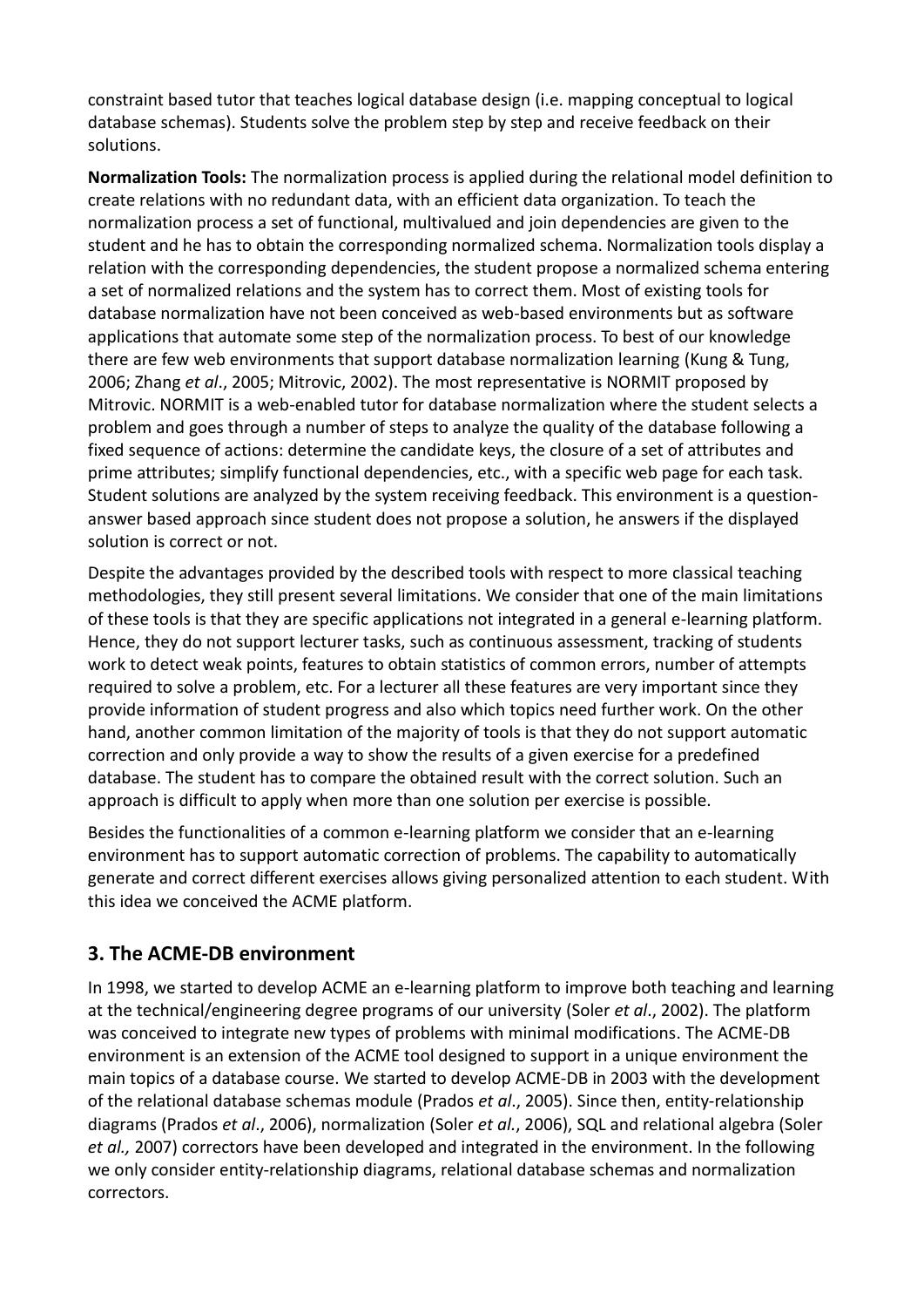constraint based tutor that teaches logical database design (i.e. mapping conceptual to logical database schemas). Students solve the problem step by step and receive feedback on their solutions.

**Normalization Tools:** The normalization process is applied during the relational model definition to create relations with no redundant data, with an efficient data organization. To teach the normalization process a set of functional, multivalued and join dependencies are given to the student and he has to obtain the corresponding normalized schema. Normalization tools display a relation with the corresponding dependencies, the student propose a normalized schema entering a set of normalized relations and the system has to correct them. Most of existing tools for database normalization have not been conceived as web-based environments but as software applications that automate some step of the normalization process. To best of our knowledge there are few web environments that support database normalization learning (Kung & Tung, 2006; Zhang *et al*., 2005; Mitrovic, 2002). The most representative is NORMIT proposed by Mitrovic. NORMIT is a web-enabled tutor for database normalization where the student selects a problem and goes through a number of steps to analyze the quality of the database following a fixed sequence of actions: determine the candidate keys, the closure of a set of attributes and prime attributes; simplify functional dependencies, etc., with a specific web page for each task. Student solutions are analyzed by the system receiving feedback. This environment is a question-answer based approach since student does not propose a solution, he answers if the displayed solution is correct or not.

Despite the advantages provided by the described tools with respect to more classical teaching methodologies, they still present several limitations. We consider that one of the main limitations of these tools is that they are specific applications not integrated in a general e-learning platform. Hence, they do not support lecturer tasks, such as continuous assessment, tracking of students work to detect weak points, features to obtain statistics of common errors, number of attempts required to solve a problem, etc. For a lecturer all these features are very important since they provide information of student progress and also which topics need further work. On the other hand, another common limitation of the majority of tools is that they do not support automatic correction and only provide a way to show the results of a given exercise for a predefined database. The student has to compare the obtained result with the correct solution. Such an approach is difficult to apply when more than one solution per exercise is possible.

Besides the functionalities of a common e-learning platform we consider that an e-learning environment has to support automatic correction of problems. The capability to automatically generate and correct different exercises allows giving personalized attention to each student. With this idea we conceived the ACME platform.

## 3. The ACME-DB environment

In 1998, we started to develop ACME an e-learning platform to improve both teaching and learning at the technical/engineering degree programs of our university (Soler *et al*., 2002). The platform was conceived to integrate new types of problems with minimal modifications. The ACME-DB environment is an extension of the ACME tool designed to support in a unique environment the main topics of a database course. We started to develop ACME-DB in 2003 with the development of the relational database schemas module (Prados *et al*., 2005). Since then, entity-relationship diagrams (Prados *et al*., 2006), normalization (Soler *et al*., 2006), SQL and relational algebra (Soler *et al.,* 2007) correctors have been developed and integrated in the environment. In the following we only consider entity-relationship diagrams, relational database schemas and normalization correctors.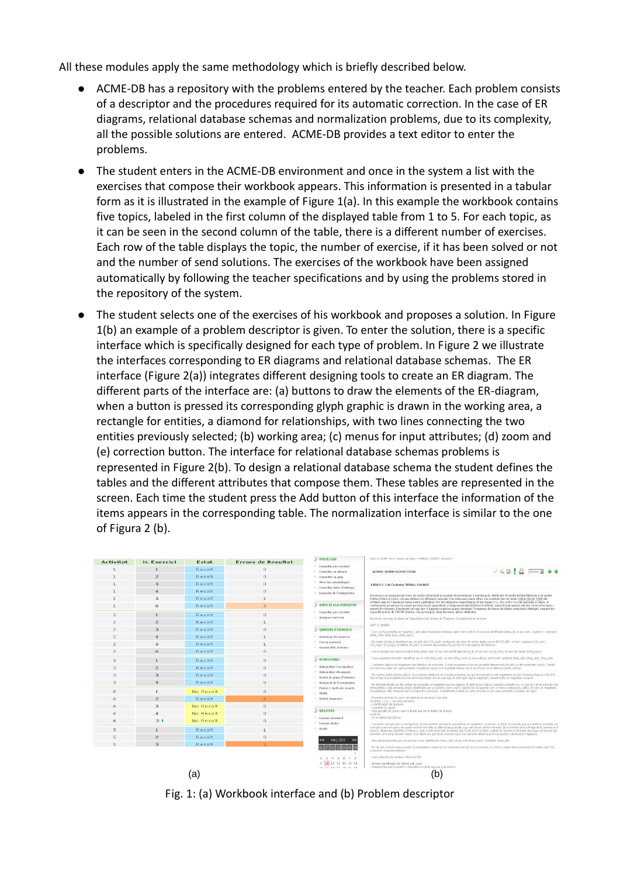All these modules apply the same methodology which is briefly described below.

- ACME-DB has a repository with the problems entered by the teacher. Each problem consists of a descriptor and the procedures required for its automatic correction. In the case of ER diagrams, relational database schemas and normalization problems, due to its complexity, all the possible solutions are entered. ACME-DB provides a text editor to enter the problems.
- The student enters in the ACME-DB environment and once in the system a list with the exercises that compose their workbook appears. This information is presented in a tabular form as it is illustrated in the example of Figure 1(a). In this example the workbook contains five topics, labeled in the first column of the displayed table from 1 to 5. For each topic, as it can be seen in the second column of the table, there is a different number of exercises. Each row of the table displays the topic, the number of exercise, if it has been solved or not and the number of send solutions. The exercises of the workbook have been assigned automatically by following the teacher specifications and by using the problems stored in the repository of the system.
- The student selects one of the exercises of his workbook and proposes a solution. In Figure 1(b) an example of a problem descriptor is given. To enter the solution, there is a specific interface which is specifically designed for each type of problem. In Figure 2 we illustrate the interfaces corresponding to ER diagrams and relational database schemas. The ER interface (Figure 2(a)) integrates different designing tools to create an ER diagram. The different parts of the interface are: (a) buttons to draw the elements of the ER-diagram, when a button is pressed its corresponding glyph graphic is drawn in the working area, a rectangle for entities, a diamond for relationships, with two lines connecting the two entities previously selected; (b) working area; (c) menus for input attributes; (d) zoom and (e) correction button. The interface for relational database schemas problems is represented in Figure 2(b). To design a relational database schema the student defines the tables and the different attributes that compose them. These tables are represented in the screen. Each time the student press the Add button of this interface the information of the items appears in the corresponding table. The normalization interface is similar to the one of Figura 2 (b).

| Activitat | N. Exercici | Estat | Errors de Resultat |
|---|---|---|---|
| 1 | 1 | Resolt | 0 |
| 1 | 2 | Resolt | 0 |
| 1 | 3 | Resolt | 0 |
| 1 | 4 | Resolt | 0 |
| 1 | 5 | Resolt | 1 |
| 1 | 6 | Resolt | 3 |
| 2 | 1 | Resolt | 0 |
| 2 | 2 | Resolt | 1 |
| 2 | 3 | Resolt | 0 |
| 2 | 4 | Resolt | 1 |
| 2 | 5 | Resolt | 1 |
| 2 | 6 | Resolt | 0 |
| 3 | 1 | Resolt | 0 |
| 3 | 2 | Resolt | 0 |
| 3 | 3 | Resolt | 0 |
| 3 | 4 | Resolt | 0 |
| 4 | 1 | No Resolt | 0 |
| 4 | 2 | Resolt | 8 |
| 4 | 3 | No Resolt | 0 |
| 4 | 4 | No Resolt | 0 |
| 4 | 5 | No Resolt | 0 |
| 5 | 1 | Resolt | 1 |
| 5 | 2 | Resolt | 0 |
| 5 | 3 | Resolt | 5 |

(a) (b)

Fig. 1: (a) Workbook interface and (b) Problem descriptor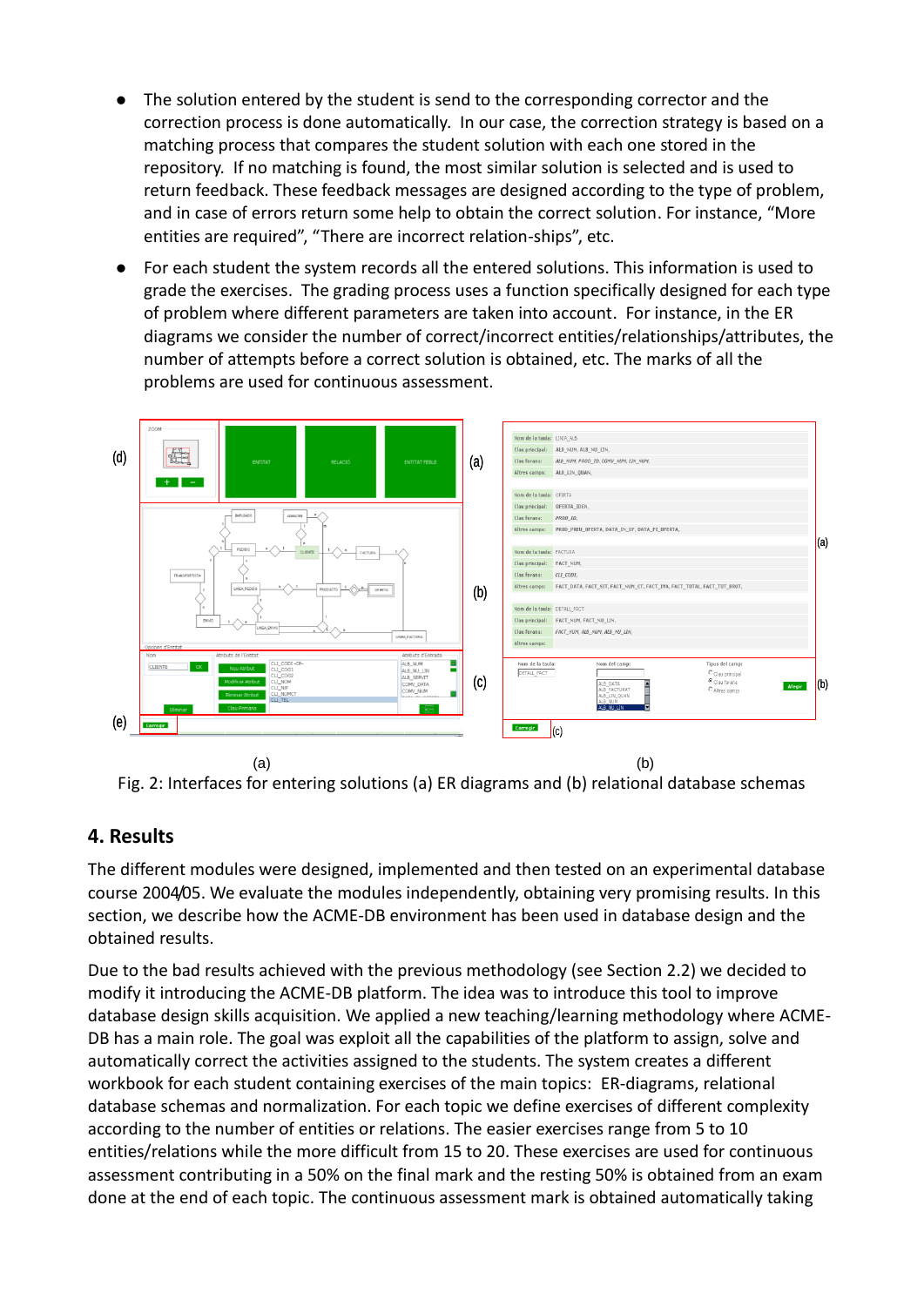- The solution entered by the student is send to the corresponding corrector and the correction process is done automatically. In our case, the correction strategy is based on a matching process that compares the student solution with each one stored in the repository. If no matching is found, the most similar solution is selected and is used to return feedback. These feedback messages are designed according to the type of problem, and in case of errors return some help to obtain the correct solution. For instance, “More entities are required”, “There are incorrect relation-ships”, etc.
- For each student the system records all the entered solutions. This information is used to grade the exercises. The grading process uses a function specifically designed for each type of problem where different parameters are taken into account. For instance, in the ER diagrams we consider the number of correct/incorrect entities/relationships/attributes, the number of attempts before a correct solution is obtained, etc. The marks of all the problems are used for continuous assessment.

(a) (b)

Fig. 2: Interfaces for entering solutions (a) ER diagrams and (b) relational database schemas

## 4. Results

The different modules were designed, implemented and then tested on an experimental database course 2004/05. We evaluate the modules independently, obtaining very promising results. In this section, we describe how the ACME-DB environment has been used in database design and the obtained results.

Due to the bad results achieved with the previous methodology (see Section 2.2) we decided to modify it introducing the ACME-DB platform. The idea was to introduce this tool to improve database design skills acquisition. We applied a new teaching/learning methodology where ACME-DB has a main role. The goal was exploit all the capabilities of the platform to assign, solve and automatically correct the activities assigned to the students. The system creates a different workbook for each student containing exercises of the main topics: ER-diagrams, relational database schemas and normalization. For each topic we define exercises of different complexity according to the number of entities or relations. The easier exercises range from 5 to 10 entities/relations while the more difficult from 15 to 20. These exercises are used for continuous assessment contributing in a 50% on the final mark and the resting 50% is obtained from an exam done at the end of each topic. The continuous assessment mark is obtained automatically taking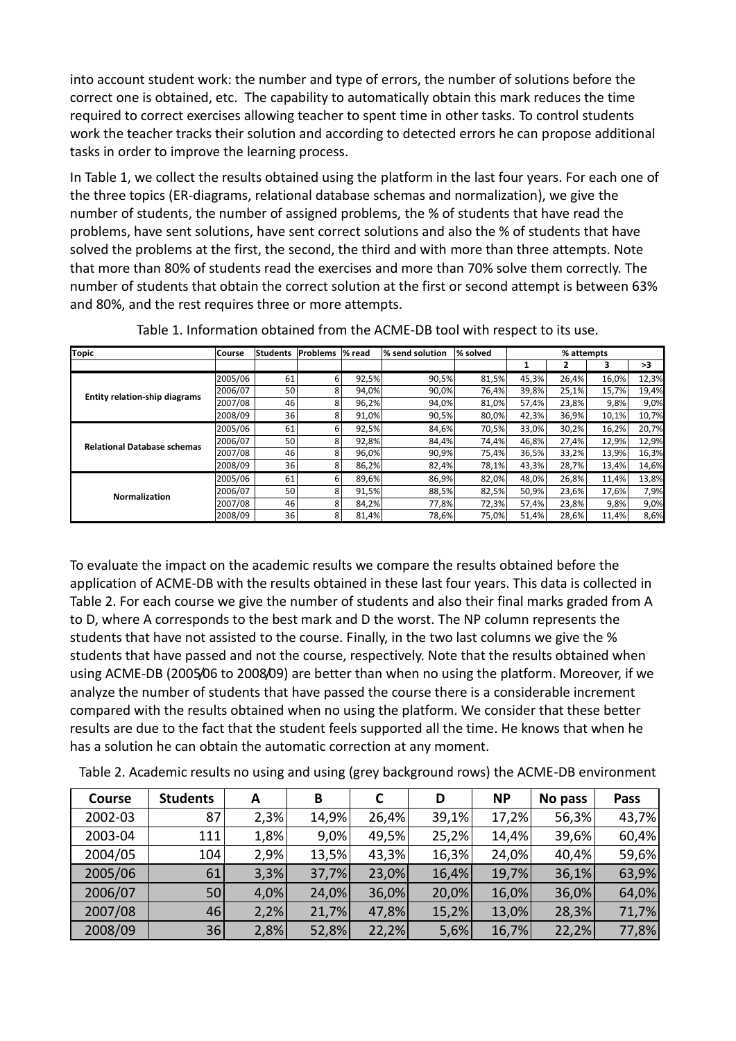into account student work: the number and type of errors, the number of solutions before the correct one is obtained, etc. The capability to automatically obtain this mark reduces the time required to correct exercises allowing teacher to spent time in other tasks. To control students work the teacher tracks their solution and according to detected errors he can propose additional tasks in order to improve the learning process.

In Table 1, we collect the results obtained using the platform in the last four years. For each one of the three topics (ER-diagrams, relational database schemas and normalization), we give the number of students, the number of assigned problems, the % of students that have read the problems, have sent solutions, have sent correct solutions and also the % of students that have solved the problems at the first, the second, the third and with more than three attempts. Note that more than 80% of students read the exercises and more than 70% solve them correctly. The number of students that obtain the correct solution at the first or second attempt is between 63% and 80%, and the rest requires three or more attempts.

Table 1. Information obtained from the ACME-DB tool with respect to its use.

| Topic | Course | Students | Problems | % read | % send solution | % solved | % attempts | | | |
|---|---|---|---|---|---|---|---|---|---|---|
| | | | | | | | 1 | 2 | 3 | >3 |
| Entity relation-ship diagrams | 2005/06 | 61 | 6 | 92,5% | 90,5% | 81,5% | 45,3% | 26,4% | 16,0% | 12,3% |
| | 2006/07 | 50 | 8 | 94,0% | 90,0% | 76,4% | 39,8% | 25,1% | 15,7% | 19,4% |
| | 2007/08 | 46 | 8 | 96,2% | 94,0% | 81,0% | 57,4% | 23,8% | 9,8% | 9,0% |
| | 2008/09 | 36 | 8 | 91,0% | 90,5% | 80,0% | 42,3% | 36,9% | 10,1% | 10,7% |
| Relational Database schemas | 2005/06 | 61 | 6 | 92,5% | 84,6% | 70,5% | 33,0% | 30,2% | 16,2% | 20,7% |
| | 2006/07 | 50 | 8 | 92,8% | 84,4% | 74,4% | 46,8% | 27,4% | 12,9% | 12,9% |
| | 2007/08 | 46 | 8 | 96,0% | 90,9% | 75,4% | 36,5% | 33,2% | 13,9% | 16,3% |
| | 2008/09 | 36 | 8 | 86,2% | 82,4% | 78,1% | 43,3% | 28,7% | 13,4% | 14,6% |
| Normalization | 2005/06 | 61 | 6 | 89,6% | 86,9% | 82,0% | 48,0% | 26,8% | 11,4% | 13,8% |
| | 2006/07 | 50 | 8 | 91,5% | 88,5% | 82,5% | 50,9% | 23,6% | 17,6% | 7,9% |
| | 2007/08 | 46 | 8 | 84,2% | 77,8% | 72,3% | 57,4% | 23,8% | 9,8% | 9,0% |
| | 2008/09 | 36 | 8 | 81,4% | 78,6% | 75,0% | 51,4% | 28,6% | 11,4% | 8,6% |

To evaluate the impact on the academic results we compare the results obtained before the application of ACME-DB with the results obtained in these last four years. This data is collected in Table 2. For each course we give the number of students and also their final marks graded from A to D, where A corresponds to the best mark and D the worst. The NP column represents the students that have not assisted to the course. Finally, in the two last columns we give the % students that have passed and not the course, respectively. Note that the results obtained when using ACME-DB (2005/06 to 2008/09) are better than when no using the platform. Moreover, if we analyze the number of students that have passed the course there is a considerable increment compared with the results obtained when no using the platform. We consider that these better results are due to the fact that the student feels supported all the time. He knows that when he has a solution he can obtain the automatic correction at any moment.

Table 2. Academic results no using and using (grey background rows) the ACME-DB environment

| Course | Students | A | B | C | D | NP | No pass | Pass |
|---|---|---|---|---|---|---|---|---|
| 2002-03 | 87 | 2,3% | 14,9% | 26,4% | 39,1% | 17,2% | 56,3% | 43,7% |
| 2003-04 | 111 | 1,8% | 9,0% | 49,5% | 25,2% | 14,4% | 39,6% | 60,4% |
| 2004/05 | 104 | 2,9% | 13,5% | 43,3% | 16,3% | 24,0% | 40,4% | 59,6% |
| 2005/06 | 61 | 3,3% | 37,7% | 23,0% | 16,4% | 19,7% | 36,1% | 63,9% |
| 2006/07 | 50 | 4,0% | 24,0% | 36,0% | 20,0% | 16,0% | 36,0% | 64,0% |
| 2007/08 | 46 | 2,2% | 21,7% | 47,8% | 15,2% | 13,0% | 28,3% | 71,7% |
| 2008/09 | 36 | 2,8% | 52,8% | 22,2% | 5,6% | 16,7% | 22,2% | 77,8% |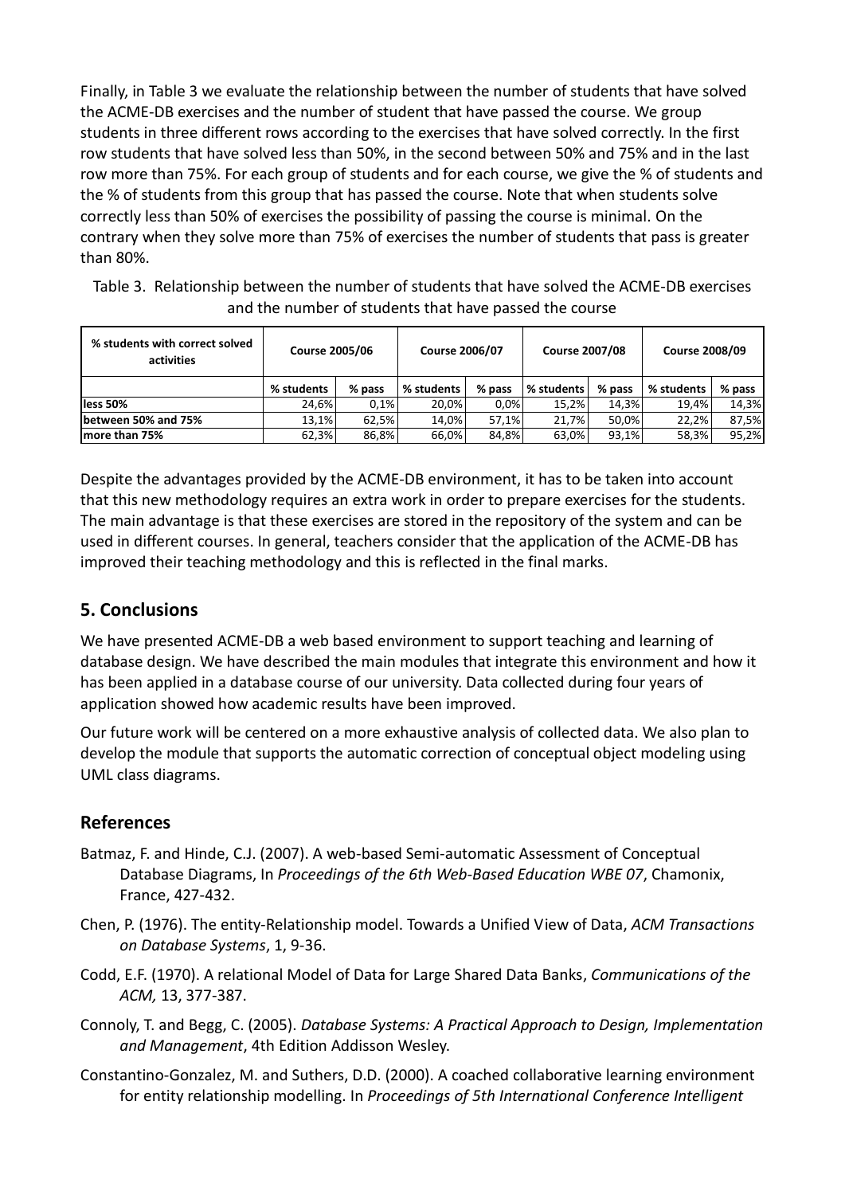Finally, in Table 3 we evaluate the relationship between the number of students that have solved the ACME-DB exercises and the number of student that have passed the course. We group students in three different rows according to the exercises that have solved correctly. In the first row students that have solved less than 50%, in the second between 50% and 75% and in the last row more than 75%. For each group of students and for each course, we give the % of students and the % of students from this group that has passed the course. Note that when students solve correctly less than 50% of exercises the possibility of passing the course is minimal. On the contrary when they solve more than 75% of exercises the number of students that pass is greater than 80%.

Table 3. Relationship between the number of students that have solved the ACME-DB exercises and the number of students that have passed the course

| % students with correct solved activities | Course 2005/06 | | Course 2006/07 | | Course 2007/08 | | Course 2008/09 | |
|---|---|---|---|---|---|---|---|---|
| | % students | % pass | % students | % pass | % students | % pass | % students | % pass |
| **less 50%** | 24,6% | 0,1% | 20,0% | 0,0% | 15,2% | 14,3% | 19,4% | 14,3% |
| **between 50% and 75%** | 13,1% | 62,5% | 14,0% | 57,1% | 21,7% | 50,0% | 22,2% | 87,5% |
| **more than 75%** | 62,3% | 86,8% | 66,0% | 84,8% | 63,0% | 93,1% | 58,3% | 95,2% |

Despite the advantages provided by the ACME-DB environment, it has to be taken into account that this new methodology requires an extra work in order to prepare exercises for the students. The main advantage is that these exercises are stored in the repository of the system and can be used in different courses. In general, teachers consider that the application of the ACME-DB has improved their teaching methodology and this is reflected in the final marks.

## 5. Conclusions

We have presented ACME-DB a web based environment to support teaching and learning of database design. We have described the main modules that integrate this environment and how it has been applied in a database course of our university. Data collected during four years of application showed how academic results have been improved.

Our future work will be centered on a more exhaustive analysis of collected data. We also plan to develop the module that supports the automatic correction of conceptual object modeling using UML class diagrams.

## References

Batmaz, F. and Hinde, C.J. (2007). A web-based Semi-automatic Assessment of Conceptual Database Diagrams, In *Proceedings of the 6th Web-Based Education WBE 07*, Chamonix, France, 427-432.

Chen, P. (1976). The entity-Relationship model. Towards a Unified View of Data, *ACM Transactions on Database Systems*, 1, 9-36.

Codd, E.F. (1970). A relational Model of Data for Large Shared Data Banks, *Communications of the ACM,* 13, 377-387.

Connoly, T. and Begg, C. (2005). *Database Systems: A Practical Approach to Design, Implementation and Management*, 4th Edition Addisson Wesley.

Constantino-Gonzalez, M. and Suthers, D.D. (2000). A coached collaborative learning environment for entity relationship modelling. In *Proceedings of 5th International Conference Intelligent*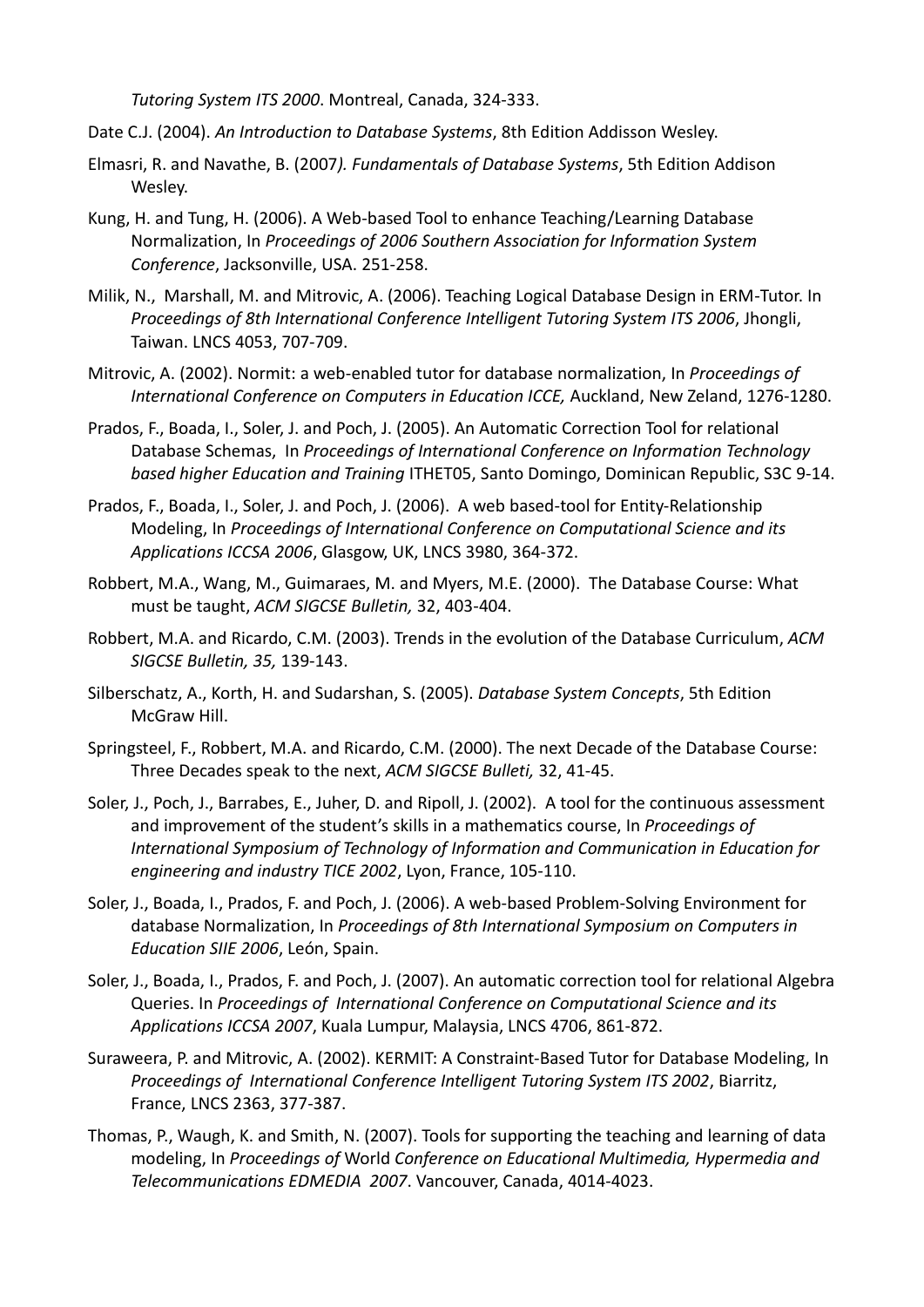*Tutoring System ITS 2000*. Montreal, Canada, 324-333.

Date C.J. (2004). *An Introduction to Database Systems*, 8th Edition Addisson Wesley.

Elmasri, R. and Navathe, B. (2007*). Fundamentals of Database Systems*, 5th Edition Addison Wesley.

Kung, H. and Tung, H. (2006). A Web-based Tool to enhance Teaching/Learning Database Normalization, In *Proceedings of 2006 Southern Association for Information System Conference*, Jacksonville, USA. 251-258.

Milik, N., Marshall, M. and Mitrovic, A. (2006). Teaching Logical Database Design in ERM-Tutor. In *Proceedings of 8th International Conference Intelligent Tutoring System ITS 2006*, Jhongli, Taiwan. LNCS 4053, 707-709.

Mitrovic, A. (2002). Normit: a web-enabled tutor for database normalization, In *Proceedings of International Conference on Computers in Education ICCE,* Auckland, New Zeland, 1276-1280.

Prados, F., Boada, I., Soler, J. and Poch, J. (2005). An Automatic Correction Tool for relational Database Schemas, In *Proceedings of International Conference on Information Technology based higher Education and Training* ITHET05, Santo Domingo, Dominican Republic, S3C 9-14.

Prados, F., Boada, I., Soler, J. and Poch, J. (2006). A web based-tool for Entity-Relationship Modeling, In *Proceedings of International Conference on Computational Science and its Applications ICCSA 2006*, Glasgow, UK, LNCS 3980, 364-372.

Robbert, M.A., Wang, M., Guimaraes, M. and Myers, M.E. (2000). The Database Course: What must be taught, *ACM SIGCSE Bulletin,* 32, 403-404.

Robbert, M.A. and Ricardo, C.M. (2003). Trends in the evolution of the Database Curriculum, *ACM SIGCSE Bulletin, 35,* 139-143.

Silberschatz, A., Korth, H. and Sudarshan, S. (2005). *Database System Concepts*, 5th Edition McGraw Hill.

Springsteel, F., Robbert, M.A. and Ricardo, C.M. (2000). The next Decade of the Database Course: Three Decades speak to the next, *ACM SIGCSE Bulleti,* 32, 41-45.

Soler, J., Poch, J., Barrabes, E., Juher, D. and Ripoll, J. (2002). A tool for the continuous assessment and improvement of the student's skills in a mathematics course, In *Proceedings of International Symposium of Technology of Information and Communication in Education for engineering and industry TICE 2002*, Lyon, France, 105-110.

Soler, J., Boada, I., Prados, F. and Poch, J. (2006). A web-based Problem-Solving Environment for database Normalization, In *Proceedings of 8th International Symposium on Computers in Education SIIE 2006*, León, Spain.

Soler, J., Boada, I., Prados, F. and Poch, J. (2007). An automatic correction tool for relational Algebra Queries. In *Proceedings of International Conference on Computational Science and its Applications ICCSA 2007*, Kuala Lumpur, Malaysia, LNCS 4706, 861-872.

Suraweera, P. and Mitrovic, A. (2002). KERMIT: A Constraint-Based Tutor for Database Modeling, In *Proceedings of International Conference Intelligent Tutoring System ITS 2002*, Biarritz, France, LNCS 2363, 377-387.

Thomas, P., Waugh, K. and Smith, N. (2007). Tools for supporting the teaching and learning of data modeling, In *Proceedings of* World *Conference on Educational Multimedia, Hypermedia and Telecommunications EDMEDIA 2007*. Vancouver, Canada, 4014-4023.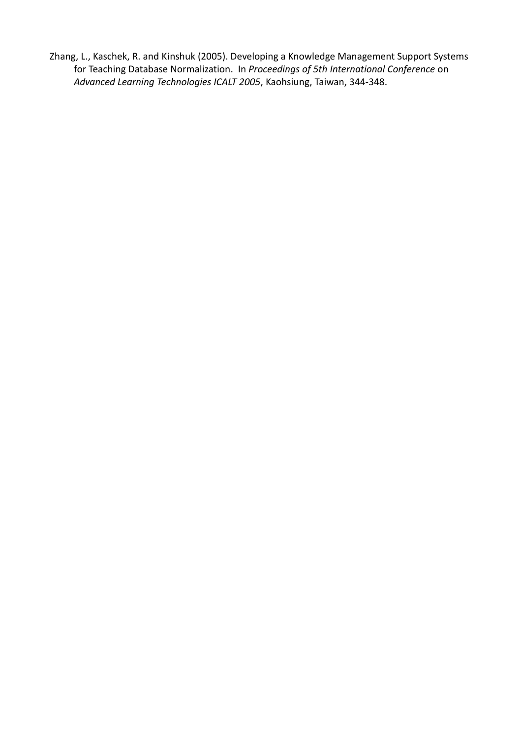Zhang, L., Kaschek, R. and Kinshuk (2005). Developing a Knowledge Management Support Systems for Teaching Database Normalization. In *Proceedings of 5th International Conference* on *Advanced Learning Technologies ICALT 2005*, Kaohsiung, Taiwan, 344-348.